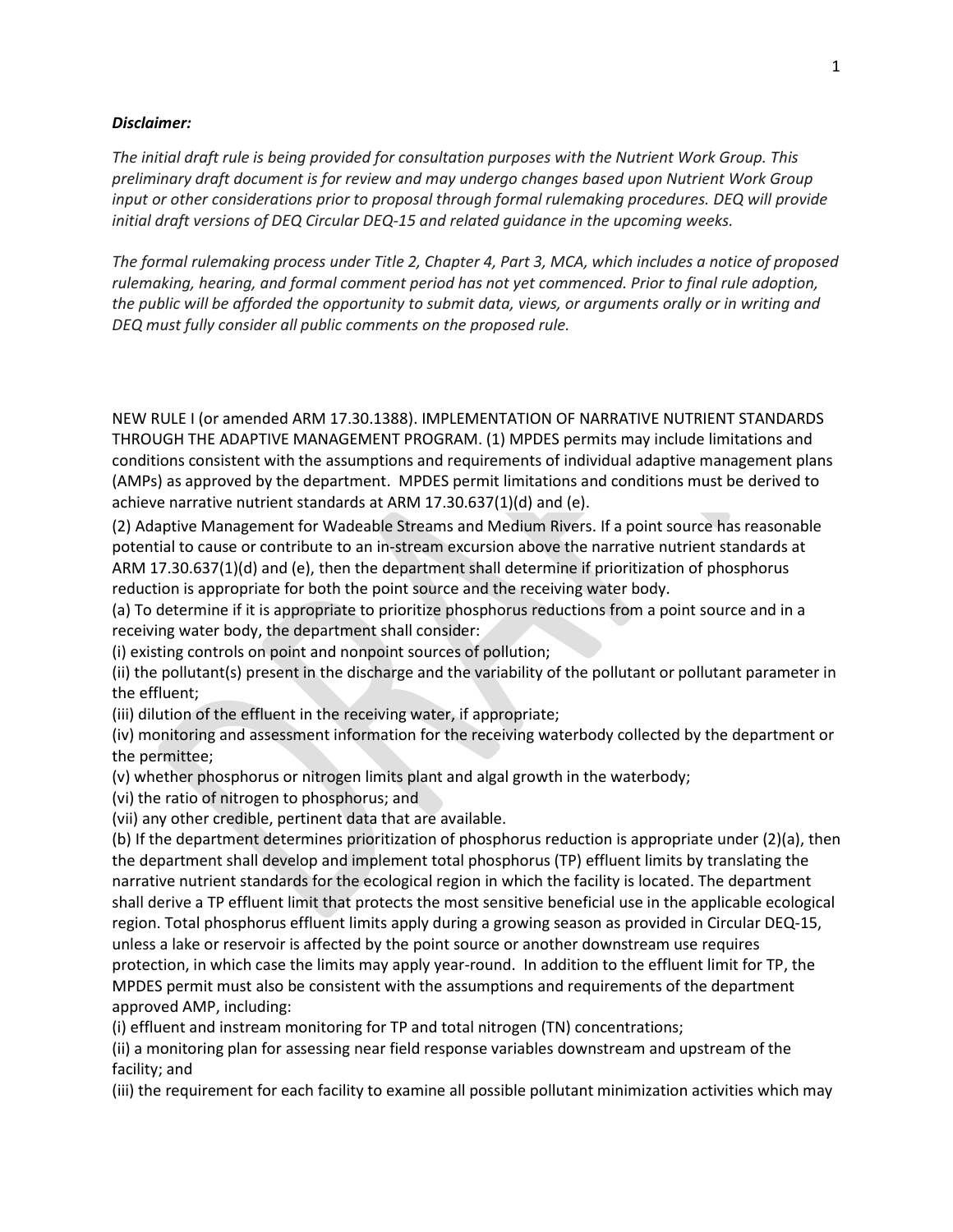***Disclaimer:***

*The initial draft rule is being provided for consultation purposes with the Nutrient Work Group. This preliminary draft document is for review and may undergo changes based upon Nutrient Work Group input or other considerations prior to proposal through formal rulemaking procedures. DEQ will provide initial draft versions of DEQ Circular DEQ-15 and related guidance in the upcoming weeks.*

*The formal rulemaking process under Title 2, Chapter 4, Part 3, MCA, which includes a notice of proposed rulemaking, hearing, and formal comment period has not yet commenced. Prior to final rule adoption, the public will be afforded the opportunity to submit data, views, or arguments orally or in writing and DEQ must fully consider all public comments on the proposed rule.*

NEW RULE I (or amended ARM 17.30.1388). IMPLEMENTATION OF NARRATIVE NUTRIENT STANDARDS THROUGH THE ADAPTIVE MANAGEMENT PROGRAM. (1) MPDES permits may include limitations and conditions consistent with the assumptions and requirements of individual adaptive management plans (AMPs) as approved by the department. MPDES permit limitations and conditions must be derived to achieve narrative nutrient standards at ARM 17.30.637(1)(d) and (e).

(2) Adaptive Management for Wadeable Streams and Medium Rivers. If a point source has reasonable potential to cause or contribute to an in-stream excursion above the narrative nutrient standards at ARM 17.30.637(1)(d) and (e), then the department shall determine if prioritization of phosphorus reduction is appropriate for both the point source and the receiving water body.

(a) To determine if it is appropriate to prioritize phosphorus reductions from a point source and in a receiving water body, the department shall consider:

(i) existing controls on point and nonpoint sources of pollution;

(ii) the pollutant(s) present in the discharge and the variability of the pollutant or pollutant parameter in the effluent;

(iii) dilution of the effluent in the receiving water, if appropriate;

(iv) monitoring and assessment information for the receiving waterbody collected by the department or the permittee;

(v) whether phosphorus or nitrogen limits plant and algal growth in the waterbody;

(vi) the ratio of nitrogen to phosphorus; and

(vii) any other credible, pertinent data that are available.

(b) If the department determines prioritization of phosphorus reduction is appropriate under (2)(a), then the department shall develop and implement total phosphorus (TP) effluent limits by translating the narrative nutrient standards for the ecological region in which the facility is located. The department shall derive a TP effluent limit that protects the most sensitive beneficial use in the applicable ecological region. Total phosphorus effluent limits apply during a growing season as provided in Circular DEQ-15, unless a lake or reservoir is affected by the point source or another downstream use requires protection, in which case the limits may apply year-round. In addition to the effluent limit for TP, the MPDES permit must also be consistent with the assumptions and requirements of the department approved AMP, including:

(i) effluent and instream monitoring for TP and total nitrogen (TN) concentrations;

(ii) a monitoring plan for assessing near field response variables downstream and upstream of the facility; and

(iii) the requirement for each facility to examine all possible pollutant minimization activities which may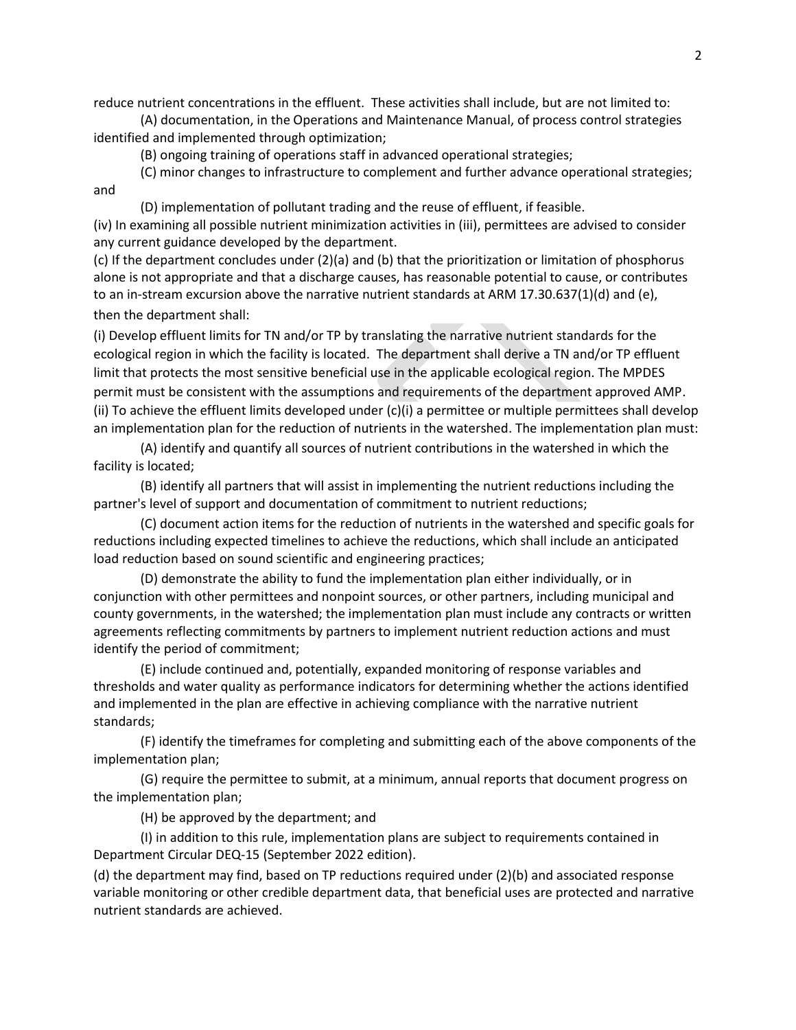reduce nutrient concentrations in the effluent. These activities shall include, but are not limited to:

(A) documentation, in the Operations and Maintenance Manual, of process control strategies identified and implemented through optimization;

(B) ongoing training of operations staff in advanced operational strategies;

(C) minor changes to infrastructure to complement and further advance operational strategies; and

(D) implementation of pollutant trading and the reuse of effluent, if feasible.

(iv) In examining all possible nutrient minimization activities in (iii), permittees are advised to consider any current guidance developed by the department.

(c) If the department concludes under (2)(a) and (b) that the prioritization or limitation of phosphorus alone is not appropriate and that a discharge causes, has reasonable potential to cause, or contributes to an in-stream excursion above the narrative nutrient standards at ARM 17.30.637(1)(d) and (e), then the department shall:

(i) Develop effluent limits for TN and/or TP by translating the narrative nutrient standards for the ecological region in which the facility is located. The department shall derive a TN and/or TP effluent limit that protects the most sensitive beneficial use in the applicable ecological region. The MPDES permit must be consistent with the assumptions and requirements of the department approved AMP.

(ii) To achieve the effluent limits developed under (c)(i) a permittee or multiple permittees shall develop an implementation plan for the reduction of nutrients in the watershed. The implementation plan must:

(A) identify and quantify all sources of nutrient contributions in the watershed in which the facility is located;

(B) identify all partners that will assist in implementing the nutrient reductions including the partner's level of support and documentation of commitment to nutrient reductions;

(C) document action items for the reduction of nutrients in the watershed and specific goals for reductions including expected timelines to achieve the reductions, which shall include an anticipated load reduction based on sound scientific and engineering practices;

(D) demonstrate the ability to fund the implementation plan either individually, or in conjunction with other permittees and nonpoint sources, or other partners, including municipal and county governments, in the watershed; the implementation plan must include any contracts or written agreements reflecting commitments by partners to implement nutrient reduction actions and must identify the period of commitment;

(E) include continued and, potentially, expanded monitoring of response variables and thresholds and water quality as performance indicators for determining whether the actions identified and implemented in the plan are effective in achieving compliance with the narrative nutrient standards;

(F) identify the timeframes for completing and submitting each of the above components of the implementation plan;

(G) require the permittee to submit, at a minimum, annual reports that document progress on the implementation plan;

(H) be approved by the department; and

(I) in addition to this rule, implementation plans are subject to requirements contained in Department Circular DEQ-15 (September 2022 edition).

(d) the department may find, based on TP reductions required under (2)(b) and associated response variable monitoring or other credible department data, that beneficial uses are protected and narrative nutrient standards are achieved.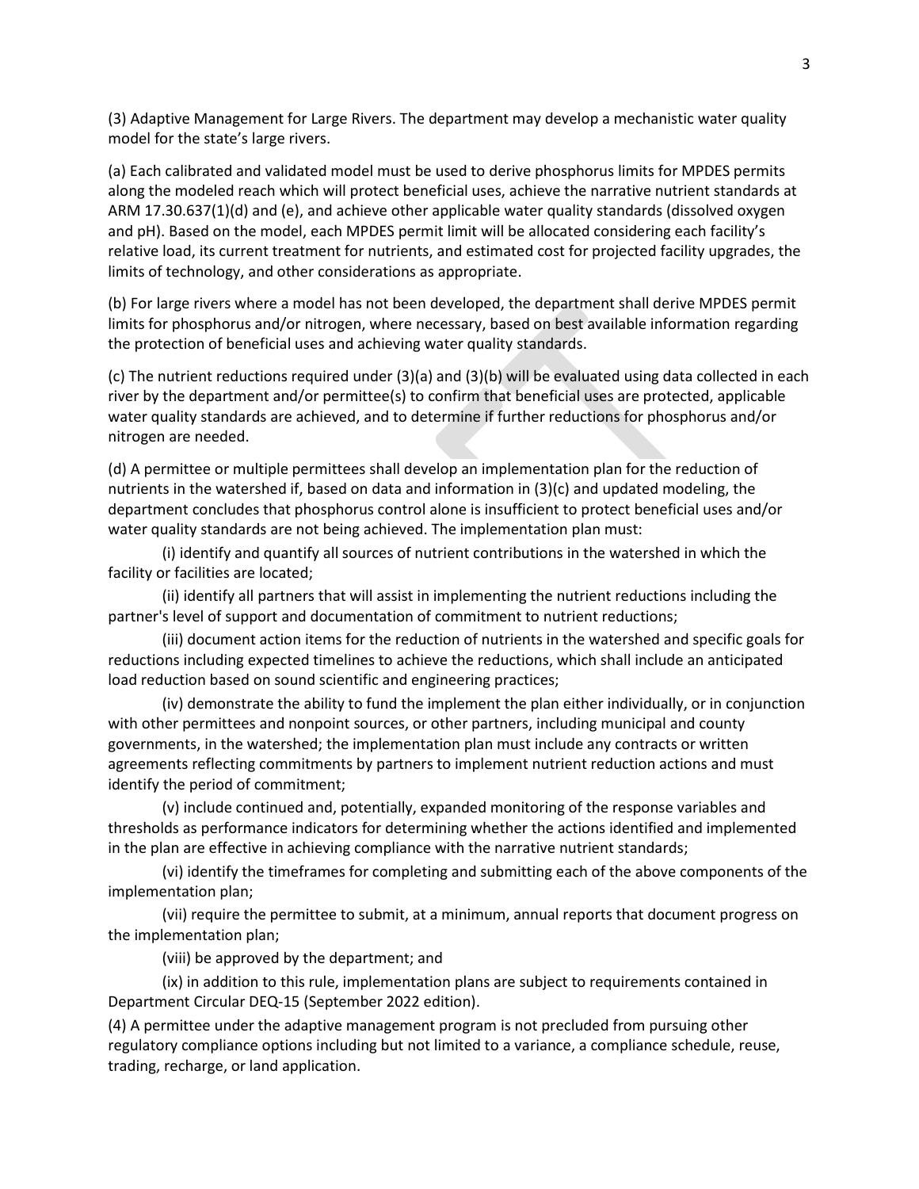(3) Adaptive Management for Large Rivers. The department may develop a mechanistic water quality model for the state's large rivers.

(a) Each calibrated and validated model must be used to derive phosphorus limits for MPDES permits along the modeled reach which will protect beneficial uses, achieve the narrative nutrient standards at ARM 17.30.637(1)(d) and (e), and achieve other applicable water quality standards (dissolved oxygen and pH). Based on the model, each MPDES permit limit will be allocated considering each facility's relative load, its current treatment for nutrients, and estimated cost for projected facility upgrades, the limits of technology, and other considerations as appropriate.

(b) For large rivers where a model has not been developed, the department shall derive MPDES permit limits for phosphorus and/or nitrogen, where necessary, based on best available information regarding the protection of beneficial uses and achieving water quality standards.

(c) The nutrient reductions required under (3)(a) and (3)(b) will be evaluated using data collected in each river by the department and/or permittee(s) to confirm that beneficial uses are protected, applicable water quality standards are achieved, and to determine if further reductions for phosphorus and/or nitrogen are needed.

(d) A permittee or multiple permittees shall develop an implementation plan for the reduction of nutrients in the watershed if, based on data and information in (3)(c) and updated modeling, the department concludes that phosphorus control alone is insufficient to protect beneficial uses and/or water quality standards are not being achieved. The implementation plan must:

(i) identify and quantify all sources of nutrient contributions in the watershed in which the facility or facilities are located;

(ii) identify all partners that will assist in implementing the nutrient reductions including the partner's level of support and documentation of commitment to nutrient reductions;

(iii) document action items for the reduction of nutrients in the watershed and specific goals for reductions including expected timelines to achieve the reductions, which shall include an anticipated load reduction based on sound scientific and engineering practices;

(iv) demonstrate the ability to fund the implement the plan either individually, or in conjunction with other permittees and nonpoint sources, or other partners, including municipal and county governments, in the watershed; the implementation plan must include any contracts or written agreements reflecting commitments by partners to implement nutrient reduction actions and must identify the period of commitment;

(v) include continued and, potentially, expanded monitoring of the response variables and thresholds as performance indicators for determining whether the actions identified and implemented in the plan are effective in achieving compliance with the narrative nutrient standards;

(vi) identify the timeframes for completing and submitting each of the above components of the implementation plan;

(vii) require the permittee to submit, at a minimum, annual reports that document progress on the implementation plan;

(viii) be approved by the department; and

(ix) in addition to this rule, implementation plans are subject to requirements contained in Department Circular DEQ-15 (September 2022 edition).

(4) A permittee under the adaptive management program is not precluded from pursuing other regulatory compliance options including but not limited to a variance, a compliance schedule, reuse, trading, recharge, or land application.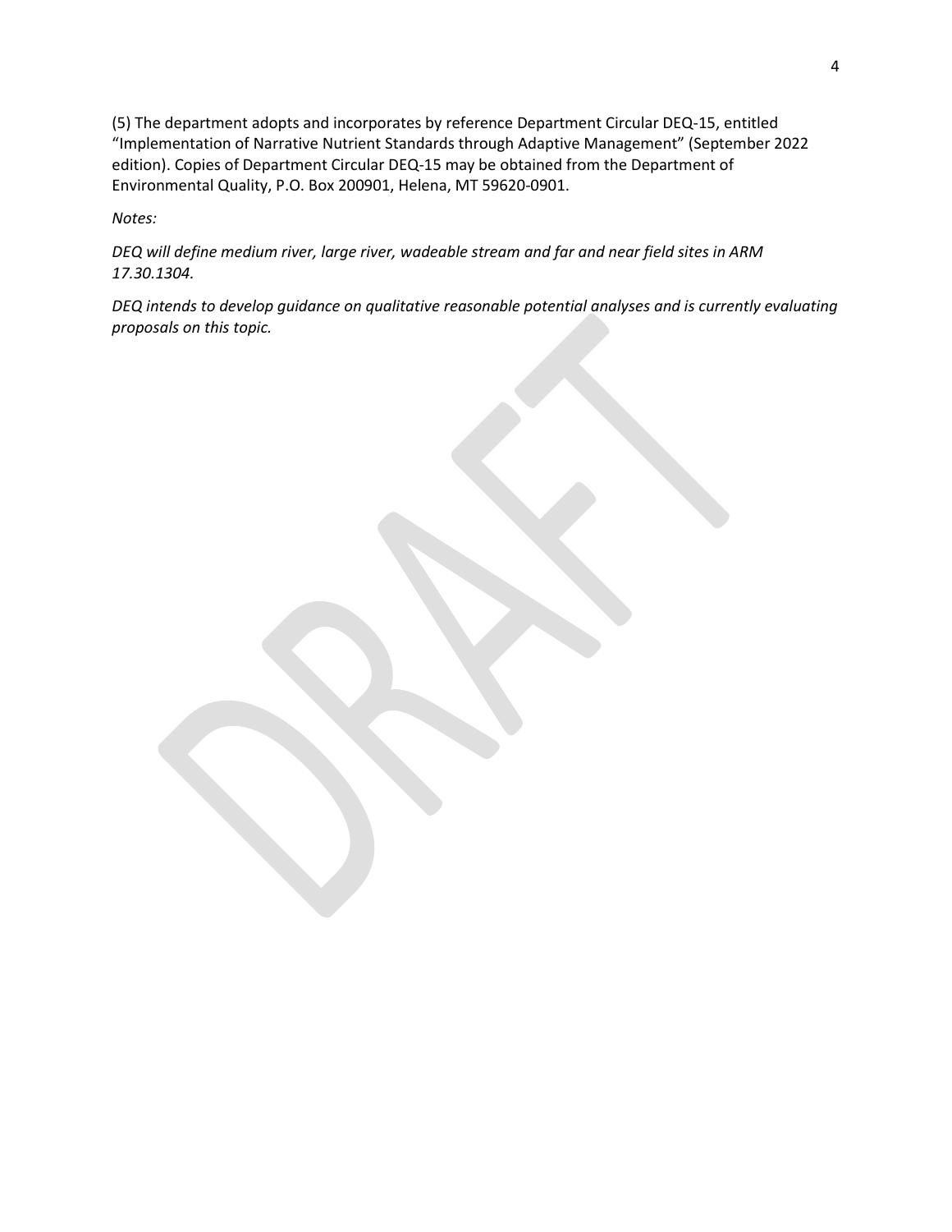(5) The department adopts and incorporates by reference Department Circular DEQ-15, entitled "Implementation of Narrative Nutrient Standards through Adaptive Management" (September 2022 edition). Copies of Department Circular DEQ-15 may be obtained from the Department of Environmental Quality, P.O. Box 200901, Helena, MT 59620-0901.

*Notes:*

*DEQ will define medium river, large river, wadeable stream and far and near field sites in ARM 17.30.1304.*

*DEQ intends to develop guidance on qualitative reasonable potential analyses and is currently evaluating proposals on this topic.*